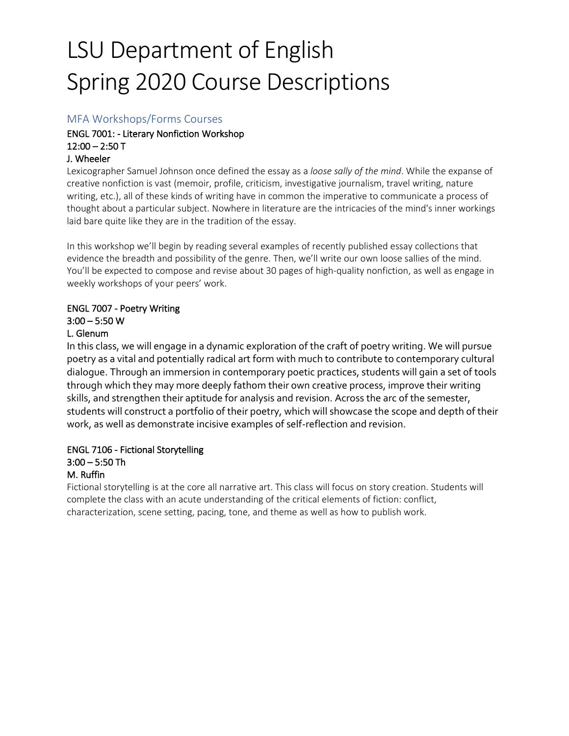# LSU Department of English
# Spring 2020 Course Descriptions

## MFA Workshops/Forms Courses

### ENGL 7001: - Literary Nonfiction Workshop
**12:00 – 2:50 T**
**J. Wheeler**

Lexicographer Samuel Johnson once defined the essay as a *loose sally of the mind*. While the expanse of creative nonfiction is vast (memoir, profile, criticism, investigative journalism, travel writing, nature writing, etc.), all of these kinds of writing have in common the imperative to communicate a process of thought about a particular subject. Nowhere in literature are the intricacies of the mind's inner workings laid bare quite like they are in the tradition of the essay.

In this workshop we'll begin by reading several examples of recently published essay collections that evidence the breadth and possibility of the genre. Then, we'll write our own loose sallies of the mind. You'll be expected to compose and revise about 30 pages of high-quality nonfiction, as well as engage in weekly workshops of your peers' work.

### ENGL 7007 - Poetry Writing
**3:00 – 5:50 W**
**L. Glenum**

In this class, we will engage in a dynamic exploration of the craft of poetry writing. We will pursue poetry as a vital and potentially radical art form with much to contribute to contemporary cultural dialogue. Through an immersion in contemporary poetic practices, students will gain a set of tools through which they may more deeply fathom their own creative process, improve their writing skills, and strengthen their aptitude for analysis and revision. Across the arc of the semester, students will construct a portfolio of their poetry, which will showcase the scope and depth of their work, as well as demonstrate incisive examples of self-reflection and revision.

### ENGL 7106 - Fictional Storytelling
**3:00 – 5:50 Th**
**M. Ruffin**

Fictional storytelling is at the core all narrative art. This class will focus on story creation. Students will complete the class with an acute understanding of the critical elements of fiction: conflict, characterization, scene setting, pacing, tone, and theme as well as how to publish work.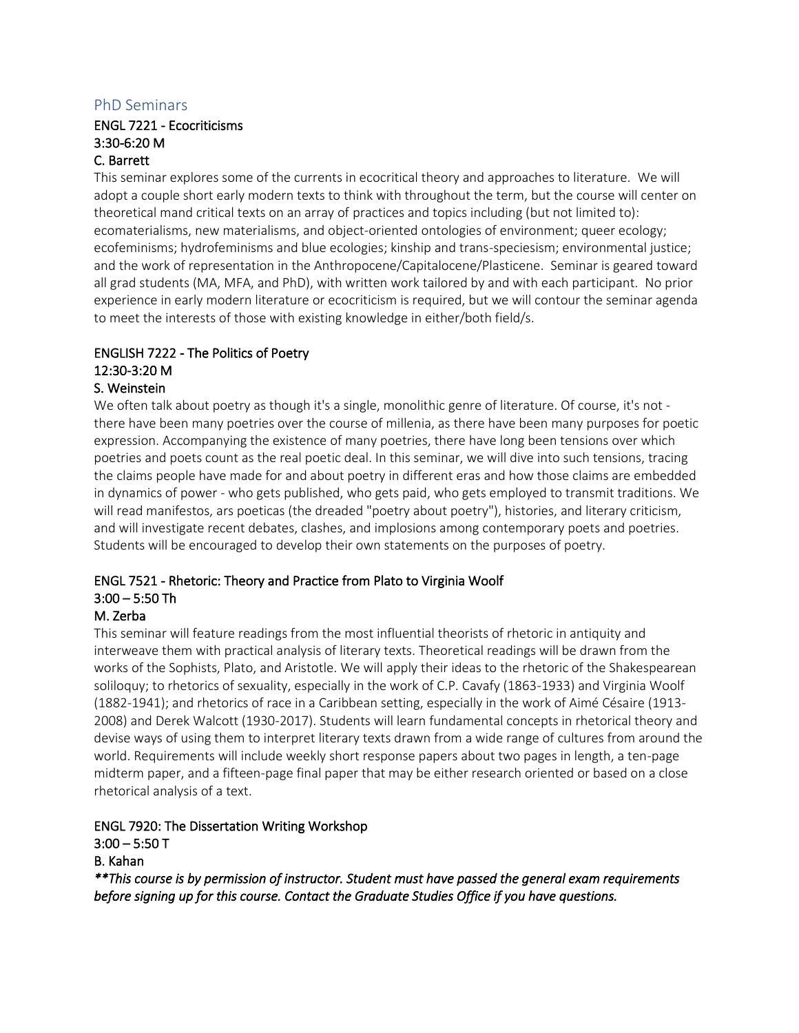## PhD Seminars

### ENGL 7221 - Ecocriticisms
**3:30-6:20 M**
**C. Barrett**

This seminar explores some of the currents in ecocritical theory and approaches to literature. We will adopt a couple short early modern texts to think with throughout the term, but the course will center on theoretical mand critical texts on an array of practices and topics including (but not limited to): ecomaterialisms, new materialisms, and object-oriented ontologies of environment; queer ecology; ecofeminisms; hydrofeminisms and blue ecologies; kinship and trans-speciesism; environmental justice; and the work of representation in the Anthropocene/Capitalocene/Plasticene. Seminar is geared toward all grad students (MA, MFA, and PhD), with written work tailored by and with each participant. No prior experience in early modern literature or ecocriticism is required, but we will contour the seminar agenda to meet the interests of those with existing knowledge in either/both field/s.

### ENGLISH 7222 - The Politics of Poetry
**12:30-3:20 M**
**S. Weinstein**

We often talk about poetry as though it's a single, monolithic genre of literature. Of course, it's not - there have been many poetries over the course of millenia, as there have been many purposes for poetic expression. Accompanying the existence of many poetries, there have long been tensions over which poetries and poets count as the real poetic deal. In this seminar, we will dive into such tensions, tracing the claims people have made for and about poetry in different eras and how those claims are embedded in dynamics of power - who gets published, who gets paid, who gets employed to transmit traditions. We will read manifestos, ars poeticas (the dreaded "poetry about poetry"), histories, and literary criticism, and will investigate recent debates, clashes, and implosions among contemporary poets and poetries. Students will be encouraged to develop their own statements on the purposes of poetry.

### ENGL 7521 - Rhetoric: Theory and Practice from Plato to Virginia Woolf
**3:00 – 5:50 Th**
**M. Zerba**

This seminar will feature readings from the most influential theorists of rhetoric in antiquity and interweave them with practical analysis of literary texts. Theoretical readings will be drawn from the works of the Sophists, Plato, and Aristotle. We will apply their ideas to the rhetoric of the Shakespearean soliloquy; to rhetorics of sexuality, especially in the work of C.P. Cavafy (1863-1933) and Virginia Woolf (1882-1941); and rhetorics of race in a Caribbean setting, especially in the work of Aimé Césaire (1913-2008) and Derek Walcott (1930-2017). Students will learn fundamental concepts in rhetorical theory and devise ways of using them to interpret literary texts drawn from a wide range of cultures from around the world. Requirements will include weekly short response papers about two pages in length, a ten-page midterm paper, and a fifteen-page final paper that may be either research oriented or based on a close rhetorical analysis of a text.

### ENGL 7920: The Dissertation Writing Workshop
**3:00 – 5:50 T**
**B. Kahan**

***This course is by permission of instructor. Student must have passed the general exam requirements before signing up for this course. Contact the Graduate Studies Office if you have questions.*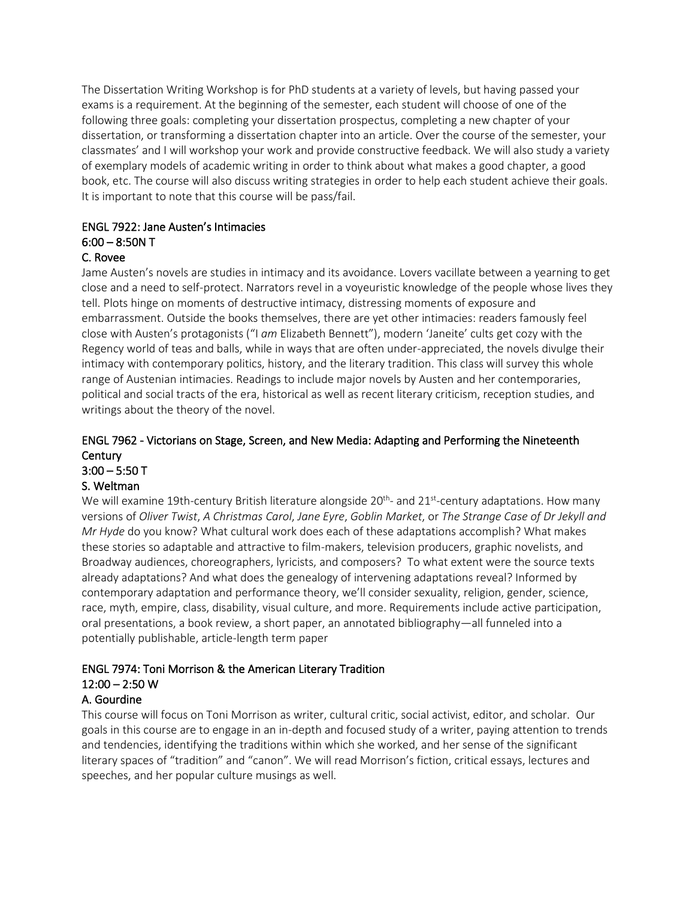The Dissertation Writing Workshop is for PhD students at a variety of levels, but having passed your exams is a requirement. At the beginning of the semester, each student will choose of one of the following three goals: completing your dissertation prospectus, completing a new chapter of your dissertation, or transforming a dissertation chapter into an article. Over the course of the semester, your classmates' and I will workshop your work and provide constructive feedback. We will also study a variety of exemplary models of academic writing in order to think about what makes a good chapter, a good book, etc. The course will also discuss writing strategies in order to help each student achieve their goals. It is important to note that this course will be pass/fail.

## ENGL 7922: Jane Austen's Intimacies

6:00 – 8:50N T

C. Rovee

Jame Austen's novels are studies in intimacy and its avoidance. Lovers vacillate between a yearning to get close and a need to self-protect. Narrators revel in a voyeuristic knowledge of the people whose lives they tell. Plots hinge on moments of destructive intimacy, distressing moments of exposure and embarrassment. Outside the books themselves, there are yet other intimacies: readers famously feel close with Austen's protagonists ("I *am* Elizabeth Bennett"), modern 'Janeite' cults get cozy with the Regency world of teas and balls, while in ways that are often under-appreciated, the novels divulge their intimacy with contemporary politics, history, and the literary tradition. This class will survey this whole range of Austenian intimacies. Readings to include major novels by Austen and her contemporaries, political and social tracts of the era, historical as well as recent literary criticism, reception studies, and writings about the theory of the novel.

## ENGL 7962 - Victorians on Stage, Screen, and New Media: Adapting and Performing the Nineteenth Century

3:00 – 5:50 T

S. Weltman

We will examine 19th-century British literature alongside 20th- and 21st-century adaptations. How many versions of *Oliver Twist*, *A Christmas Carol*, *Jane Eyre*, *Goblin Market*, or *The Strange Case of Dr Jekyll and Mr Hyde* do you know? What cultural work does each of these adaptations accomplish? What makes these stories so adaptable and attractive to film-makers, television producers, graphic novelists, and Broadway audiences, choreographers, lyricists, and composers? To what extent were the source texts already adaptations? And what does the genealogy of intervening adaptations reveal? Informed by contemporary adaptation and performance theory, we'll consider sexuality, religion, gender, science, race, myth, empire, class, disability, visual culture, and more. Requirements include active participation, oral presentations, a book review, a short paper, an annotated bibliography—all funneled into a potentially publishable, article-length term paper

## ENGL 7974: Toni Morrison & the American Literary Tradition

12:00 – 2:50 W

A. Gourdine

This course will focus on Toni Morrison as writer, cultural critic, social activist, editor, and scholar. Our goals in this course are to engage in an in-depth and focused study of a writer, paying attention to trends and tendencies, identifying the traditions within which she worked, and her sense of the significant literary spaces of "tradition" and "canon". We will read Morrison's fiction, critical essays, lectures and speeches, and her popular culture musings as well.